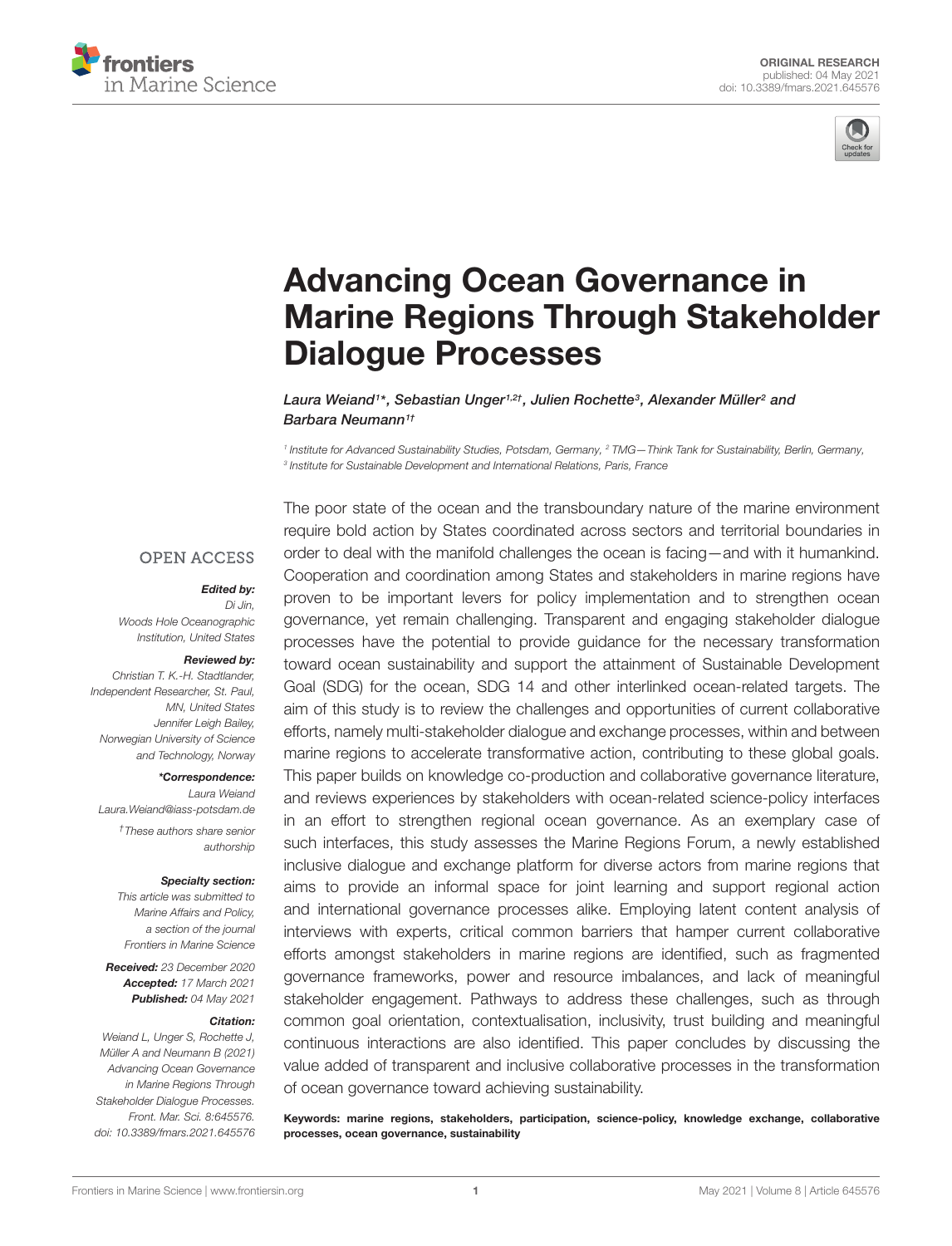ORIGINAL RESEARCH
published: 04 May 2021
doi: 10.3389/fmars.2021.645576

# Advancing Ocean Governance in Marine Regions Through Stakeholder Dialogue Processes

*Laura Weiand[1]\*, Sebastian Unger[1,2†], Julien Rochette[3], Alexander Müller[2] and Barbara Neumann[1†]*

*[1] Institute for Advanced Sustainability Studies, Potsdam, Germany, [2] TMG—Think Tank for Sustainability, Berlin, Germany, [3] Institute for Sustainable Development and International Relations, Paris, France*

OPEN ACCESS

***Edited by:***
Di Jin,
Woods Hole Oceanographic Institution, United States

***Reviewed by:***
Christian T. K.-H. Stadtlander,
Independent Researcher, St. Paul, MN, United States
Jennifer Leigh Bailey,
Norwegian University of Science and Technology, Norway

***\*Correspondence:***
Laura Weiand
Laura.Weiand@iass-potsdam.de

*†These authors share senior authorship*

***Specialty section:***
This article was submitted to Marine Affairs and Policy, a section of the journal Frontiers in Marine Science

***Received:*** 23 December 2020
***Accepted:*** 17 March 2021
***Published:*** 04 May 2021

***Citation:***
Weiand L, Unger S, Rochette J, Müller A and Neumann B (2021) Advancing Ocean Governance in Marine Regions Through Stakeholder Dialogue Processes. Front. Mar. Sci. 8:645576. doi: 10.3389/fmars.2021.645576

The poor state of the ocean and the transboundary nature of the marine environment require bold action by States coordinated across sectors and territorial boundaries in order to deal with the manifold challenges the ocean is facing—and with it humankind. Cooperation and coordination among States and stakeholders in marine regions have proven to be important levers for policy implementation and to strengthen ocean governance, yet remain challenging. Transparent and engaging stakeholder dialogue processes have the potential to provide guidance for the necessary transformation toward ocean sustainability and support the attainment of Sustainable Development Goal (SDG) for the ocean, SDG 14 and other interlinked ocean-related targets. The aim of this study is to review the challenges and opportunities of current collaborative efforts, namely multi-stakeholder dialogue and exchange processes, within and between marine regions to accelerate transformative action, contributing to these global goals. This paper builds on knowledge co-production and collaborative governance literature, and reviews experiences by stakeholders with ocean-related science-policy interfaces in an effort to strengthen regional ocean governance. As an exemplary case of such interfaces, this study assesses the Marine Regions Forum, a newly established inclusive dialogue and exchange platform for diverse actors from marine regions that aims to provide an informal space for joint learning and support regional action and international governance processes alike. Employing latent content analysis of interviews with experts, critical common barriers that hamper current collaborative efforts amongst stakeholders in marine regions are identified, such as fragmented governance frameworks, power and resource imbalances, and lack of meaningful stakeholder engagement. Pathways to address these challenges, such as through common goal orientation, contextualisation, inclusivity, trust building and meaningful continuous interactions are also identified. This paper concludes by discussing the value added of transparent and inclusive collaborative processes in the transformation of ocean governance toward achieving sustainability.

**Keywords: marine regions, stakeholders, participation, science-policy, knowledge exchange, collaborative processes, ocean governance, sustainability**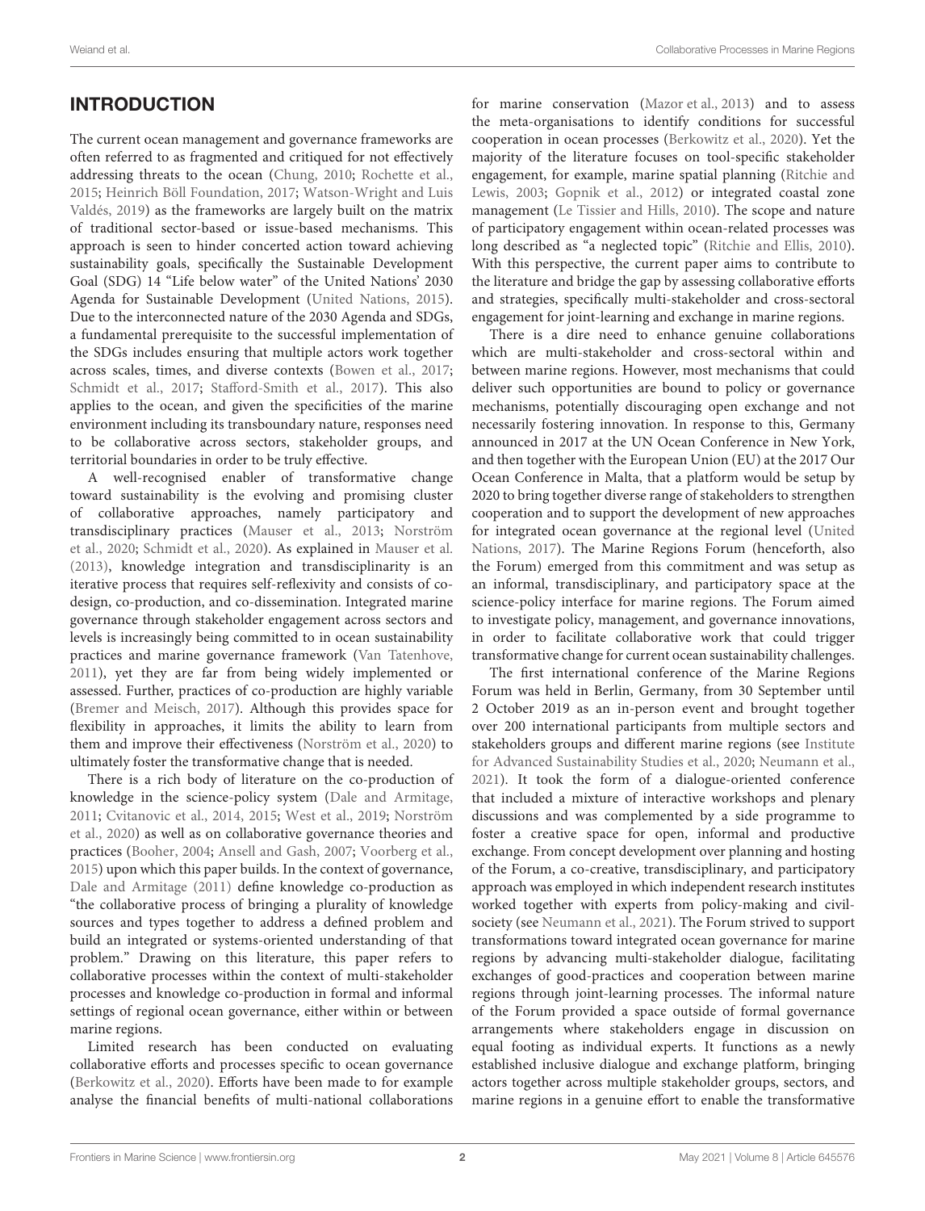## INTRODUCTION

The current ocean management and governance frameworks are often referred to as fragmented and critiqued for not effectively addressing threats to the ocean (Chung, 2010; Rochette et al., 2015; Heinrich Böll Foundation, 2017; Watson-Wright and Luis Valdés, 2019) as the frameworks are largely built on the matrix of traditional sector-based or issue-based mechanisms. This approach is seen to hinder concerted action toward achieving sustainability goals, specifically the Sustainable Development Goal (SDG) 14 "Life below water" of the United Nations' 2030 Agenda for Sustainable Development (United Nations, 2015). Due to the interconnected nature of the 2030 Agenda and SDGs, a fundamental prerequisite to the successful implementation of the SDGs includes ensuring that multiple actors work together across scales, times, and diverse contexts (Bowen et al., 2017; Schmidt et al., 2017; Stafford-Smith et al., 2017). This also applies to the ocean, and given the specificities of the marine environment including its transboundary nature, responses need to be collaborative across sectors, stakeholder groups, and territorial boundaries in order to be truly effective.

A well-recognised enabler of transformative change toward sustainability is the evolving and promising cluster of collaborative approaches, namely participatory and transdisciplinary practices (Mauser et al., 2013; Norström et al., 2020; Schmidt et al., 2020). As explained in Mauser et al. (2013), knowledge integration and transdisciplinarity is an iterative process that requires self-reflexivity and consists of co-design, co-production, and co-dissemination. Integrated marine governance through stakeholder engagement across sectors and levels is increasingly being committed to in ocean sustainability practices and marine governance framework (Van Tatenhove, 2011), yet they are far from being widely implemented or assessed. Further, practices of co-production are highly variable (Bremer and Meisch, 2017). Although this provides space for flexibility in approaches, it limits the ability to learn from them and improve their effectiveness (Norström et al., 2020) to ultimately foster the transformative change that is needed.

There is a rich body of literature on the co-production of knowledge in the science-policy system (Dale and Armitage, 2011; Cvitanovic et al., 2014, 2015; West et al., 2019; Norström et al., 2020) as well as on collaborative governance theories and practices (Booher, 2004; Ansell and Gash, 2007; Voorberg et al., 2015) upon which this paper builds. In the context of governance, Dale and Armitage (2011) define knowledge co-production as "the collaborative process of bringing a plurality of knowledge sources and types together to address a defined problem and build an integrated or systems-oriented understanding of that problem." Drawing on this literature, this paper refers to collaborative processes within the context of multi-stakeholder processes and knowledge co-production in formal and informal settings of regional ocean governance, either within or between marine regions.

Limited research has been conducted on evaluating collaborative efforts and processes specific to ocean governance (Berkowitz et al., 2020). Efforts have been made to for example analyse the financial benefits of multi-national collaborations for marine conservation (Mazor et al., 2013) and to assess the meta-organisations to identify conditions for successful cooperation in ocean processes (Berkowitz et al., 2020). Yet the majority of the literature focuses on tool-specific stakeholder engagement, for example, marine spatial planning (Ritchie and Lewis, 2003; Gopnik et al., 2012) or integrated coastal zone management (Le Tissier and Hills, 2010). The scope and nature of participatory engagement within ocean-related processes was long described as "a neglected topic" (Ritchie and Ellis, 2010). With this perspective, the current paper aims to contribute to the literature and bridge the gap by assessing collaborative efforts and strategies, specifically multi-stakeholder and cross-sectoral engagement for joint-learning and exchange in marine regions.

There is a dire need to enhance genuine collaborations which are multi-stakeholder and cross-sectoral within and between marine regions. However, most mechanisms that could deliver such opportunities are bound to policy or governance mechanisms, potentially discouraging open exchange and not necessarily fostering innovation. In response to this, Germany announced in 2017 at the UN Ocean Conference in New York, and then together with the European Union (EU) at the 2017 Our Ocean Conference in Malta, that a platform would be setup by 2020 to bring together diverse range of stakeholders to strengthen cooperation and to support the development of new approaches for integrated ocean governance at the regional level (United Nations, 2017). The Marine Regions Forum (henceforth, also the Forum) emerged from this commitment and was setup as an informal, transdisciplinary, and participatory space at the science-policy interface for marine regions. The Forum aimed to investigate policy, management, and governance innovations, in order to facilitate collaborative work that could trigger transformative change for current ocean sustainability challenges.

The first international conference of the Marine Regions Forum was held in Berlin, Germany, from 30 September until 2 October 2019 as an in-person event and brought together over 200 international participants from multiple sectors and stakeholders groups and different marine regions (see Institute for Advanced Sustainability Studies et al., 2020; Neumann et al., 2021). It took the form of a dialogue-oriented conference that included a mixture of interactive workshops and plenary discussions and was complemented by a side programme to foster a creative space for open, informal and productive exchange. From concept development over planning and hosting of the Forum, a co-creative, transdisciplinary, and participatory approach was employed in which independent research institutes worked together with experts from policy-making and civil-society (see Neumann et al., 2021). The Forum strived to support transformations toward integrated ocean governance for marine regions by advancing multi-stakeholder dialogue, facilitating exchanges of good-practices and cooperation between marine regions through joint-learning processes. The informal nature of the Forum provided a space outside of formal governance arrangements where stakeholders engage in discussion on equal footing as individual experts. It functions as a newly established inclusive dialogue and exchange platform, bringing actors together across multiple stakeholder groups, sectors, and marine regions in a genuine effort to enable the transformative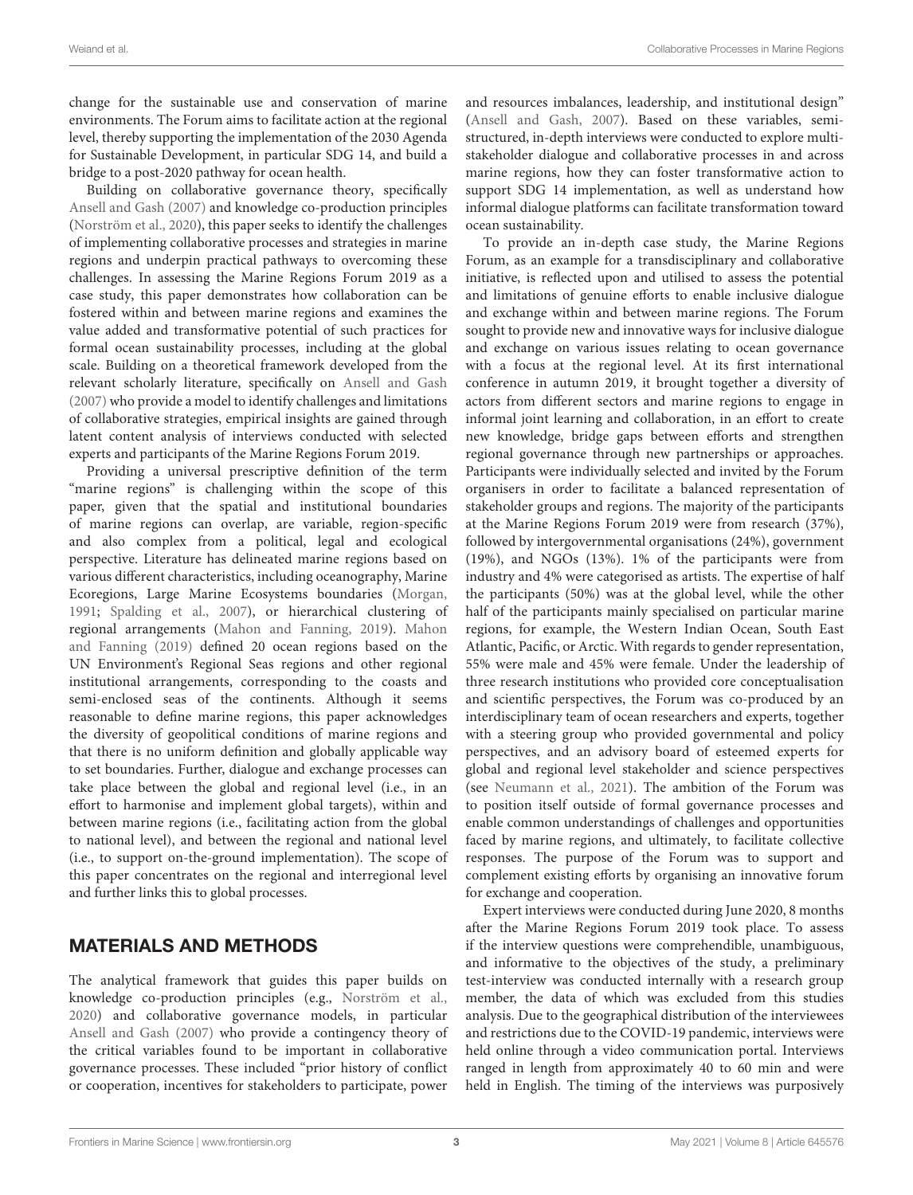change for the sustainable use and conservation of marine environments. The Forum aims to facilitate action at the regional level, thereby supporting the implementation of the 2030 Agenda for Sustainable Development, in particular SDG 14, and build a bridge to a post-2020 pathway for ocean health.

Building on collaborative governance theory, specifically Ansell and Gash (2007) and knowledge co-production principles (Norström et al., 2020), this paper seeks to identify the challenges of implementing collaborative processes and strategies in marine regions and underpin practical pathways to overcoming these challenges. In assessing the Marine Regions Forum 2019 as a case study, this paper demonstrates how collaboration can be fostered within and between marine regions and examines the value added and transformative potential of such practices for formal ocean sustainability processes, including at the global scale. Building on a theoretical framework developed from the relevant scholarly literature, specifically on Ansell and Gash (2007) who provide a model to identify challenges and limitations of collaborative strategies, empirical insights are gained through latent content analysis of interviews conducted with selected experts and participants of the Marine Regions Forum 2019.

Providing a universal prescriptive definition of the term "marine regions" is challenging within the scope of this paper, given that the spatial and institutional boundaries of marine regions can overlap, are variable, region-specific and also complex from a political, legal and ecological perspective. Literature has delineated marine regions based on various different characteristics, including oceanography, Marine Ecoregions, Large Marine Ecosystems boundaries (Morgan, 1991; Spalding et al., 2007), or hierarchical clustering of regional arrangements (Mahon and Fanning, 2019). Mahon and Fanning (2019) defined 20 ocean regions based on the UN Environment's Regional Seas regions and other regional institutional arrangements, corresponding to the coasts and semi-enclosed seas of the continents. Although it seems reasonable to define marine regions, this paper acknowledges the diversity of geopolitical conditions of marine regions and that there is no uniform definition and globally applicable way to set boundaries. Further, dialogue and exchange processes can take place between the global and regional level (i.e., in an effort to harmonise and implement global targets), within and between marine regions (i.e., facilitating action from the global to national level), and between the regional and national level (i.e., to support on-the-ground implementation). The scope of this paper concentrates on the regional and interregional level and further links this to global processes.

## MATERIALS AND METHODS

The analytical framework that guides this paper builds on knowledge co-production principles (e.g., Norström et al., 2020) and collaborative governance models, in particular Ansell and Gash (2007) who provide a contingency theory of the critical variables found to be important in collaborative governance processes. These included "prior history of conflict or cooperation, incentives for stakeholders to participate, power and resources imbalances, leadership, and institutional design" (Ansell and Gash, 2007). Based on these variables, semi-structured, in-depth interviews were conducted to explore multi-stakeholder dialogue and collaborative processes in and across marine regions, how they can foster transformative action to support SDG 14 implementation, as well as understand how informal dialogue platforms can facilitate transformation toward ocean sustainability.

To provide an in-depth case study, the Marine Regions Forum, as an example for a transdisciplinary and collaborative initiative, is reflected upon and utilised to assess the potential and limitations of genuine efforts to enable inclusive dialogue and exchange within and between marine regions. The Forum sought to provide new and innovative ways for inclusive dialogue and exchange on various issues relating to ocean governance with a focus at the regional level. At its first international conference in autumn 2019, it brought together a diversity of actors from different sectors and marine regions to engage in informal joint learning and collaboration, in an effort to create new knowledge, bridge gaps between efforts and strengthen regional governance through new partnerships or approaches. Participants were individually selected and invited by the Forum organisers in order to facilitate a balanced representation of stakeholder groups and regions. The majority of the participants at the Marine Regions Forum 2019 were from research (37%), followed by intergovernmental organisations (24%), government (19%), and NGOs (13%). 1% of the participants were from industry and 4% were categorised as artists. The expertise of half the participants (50%) was at the global level, while the other half of the participants mainly specialised on particular marine regions, for example, the Western Indian Ocean, South East Atlantic, Pacific, or Arctic. With regards to gender representation, 55% were male and 45% were female. Under the leadership of three research institutions who provided core conceptualisation and scientific perspectives, the Forum was co-produced by an interdisciplinary team of ocean researchers and experts, together with a steering group who provided governmental and policy perspectives, and an advisory board of esteemed experts for global and regional level stakeholder and science perspectives (see Neumann et al., 2021). The ambition of the Forum was to position itself outside of formal governance processes and enable common understandings of challenges and opportunities faced by marine regions, and ultimately, to facilitate collective responses. The purpose of the Forum was to support and complement existing efforts by organising an innovative forum for exchange and cooperation.

Expert interviews were conducted during June 2020, 8 months after the Marine Regions Forum 2019 took place. To assess if the interview questions were comprehendible, unambiguous, and informative to the objectives of the study, a preliminary test-interview was conducted internally with a research group member, the data of which was excluded from this studies analysis. Due to the geographical distribution of the interviewees and restrictions due to the COVID-19 pandemic, interviews were held online through a video communication portal. Interviews ranged in length from approximately 40 to 60 min and were held in English. The timing of the interviews was purposively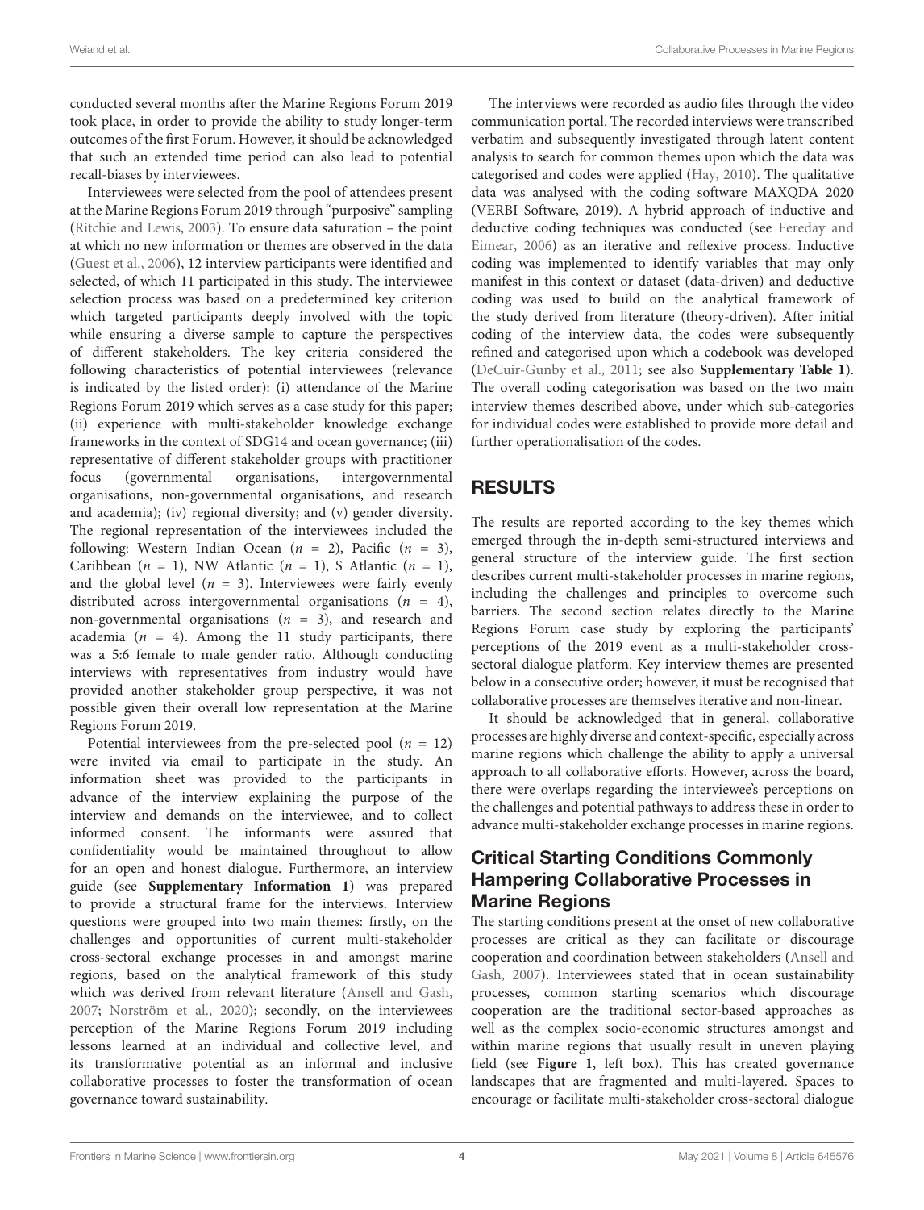conducted several months after the Marine Regions Forum 2019 took place, in order to provide the ability to study longer-term outcomes of the first Forum. However, it should be acknowledged that such an extended time period can also lead to potential recall-biases by interviewees.

Interviewees were selected from the pool of attendees present at the Marine Regions Forum 2019 through "purposive" sampling (Ritchie and Lewis, 2003). To ensure data saturation – the point at which no new information or themes are observed in the data (Guest et al., 2006), 12 interview participants were identified and selected, of which 11 participated in this study. The interviewee selection process was based on a predetermined key criterion which targeted participants deeply involved with the topic while ensuring a diverse sample to capture the perspectives of different stakeholders. The key criteria considered the following characteristics of potential interviewees (relevance is indicated by the listed order): (i) attendance of the Marine Regions Forum 2019 which serves as a case study for this paper; (ii) experience with multi-stakeholder knowledge exchange frameworks in the context of SDG14 and ocean governance; (iii) representative of different stakeholder groups with practitioner focus (governmental organisations, intergovernmental organisations, non-governmental organisations, and research and academia); (iv) regional diversity; and (v) gender diversity. The regional representation of the interviewees included the following: Western Indian Ocean ($n$ = 2), Pacific ($n$ = 3), Caribbean ($n$ = 1), NW Atlantic ($n$ = 1), S Atlantic ($n$ = 1), and the global level ($n$ = 3). Interviewees were fairly evenly distributed across intergovernmental organisations ($n$ = 4), non-governmental organisations ($n$ = 3), and research and academia ($n$ = 4). Among the 11 study participants, there was a 5:6 female to male gender ratio. Although conducting interviews with representatives from industry would have provided another stakeholder group perspective, it was not possible given their overall low representation at the Marine Regions Forum 2019.

Potential interviewees from the pre-selected pool ($n$ = 12) were invited via email to participate in the study. An information sheet was provided to the participants in advance of the interview explaining the purpose of the interview and demands on the interviewee, and to collect informed consent. The informants were assured that confidentiality would be maintained throughout to allow for an open and honest dialogue. Furthermore, an interview guide (see **Supplementary Information 1**) was prepared to provide a structural frame for the interviews. Interview questions were grouped into two main themes: firstly, on the challenges and opportunities of current multi-stakeholder cross-sectoral exchange processes in and amongst marine regions, based on the analytical framework of this study which was derived from relevant literature (Ansell and Gash, 2007; Norström et al., 2020); secondly, on the interviewees perception of the Marine Regions Forum 2019 including lessons learned at an individual and collective level, and its transformative potential as an informal and inclusive collaborative processes to foster the transformation of ocean governance toward sustainability.

The interviews were recorded as audio files through the video communication portal. The recorded interviews were transcribed verbatim and subsequently investigated through latent content analysis to search for common themes upon which the data was categorised and codes were applied (Hay, 2010). The qualitative data was analysed with the coding software MAXQDA 2020 (VERBI Software, 2019). A hybrid approach of inductive and deductive coding techniques was conducted (see Fereday and Eimear, 2006) as an iterative and reflexive process. Inductive coding was implemented to identify variables that may only manifest in this context or dataset (data-driven) and deductive coding was used to build on the analytical framework of the study derived from literature (theory-driven). After initial coding of the interview data, the codes were subsequently refined and categorised upon which a codebook was developed (DeCuir-Gunby et al., 2011; see also **Supplementary Table 1**). The overall coding categorisation was based on the two main interview themes described above, under which sub-categories for individual codes were established to provide more detail and further operationalisation of the codes.

## RESULTS

The results are reported according to the key themes which emerged through the in-depth semi-structured interviews and general structure of the interview guide. The first section describes current multi-stakeholder processes in marine regions, including the challenges and principles to overcome such barriers. The second section relates directly to the Marine Regions Forum case study by exploring the participants' perceptions of the 2019 event as a multi-stakeholder cross-sectoral dialogue platform. Key interview themes are presented below in a consecutive order; however, it must be recognised that collaborative processes are themselves iterative and non-linear.

It should be acknowledged that in general, collaborative processes are highly diverse and context-specific, especially across marine regions which challenge the ability to apply a universal approach to all collaborative efforts. However, across the board, there were overlaps regarding the interviewee's perceptions on the challenges and potential pathways to address these in order to advance multi-stakeholder exchange processes in marine regions.

### Critical Starting Conditions Commonly Hampering Collaborative Processes in Marine Regions

The starting conditions present at the onset of new collaborative processes are critical as they can facilitate or discourage cooperation and coordination between stakeholders (Ansell and Gash, 2007). Interviewees stated that in ocean sustainability processes, common starting scenarios which discourage cooperation are the traditional sector-based approaches as well as the complex socio-economic structures amongst and within marine regions that usually result in uneven playing field (see **Figure 1**, left box). This has created governance landscapes that are fragmented and multi-layered. Spaces to encourage or facilitate multi-stakeholder cross-sectoral dialogue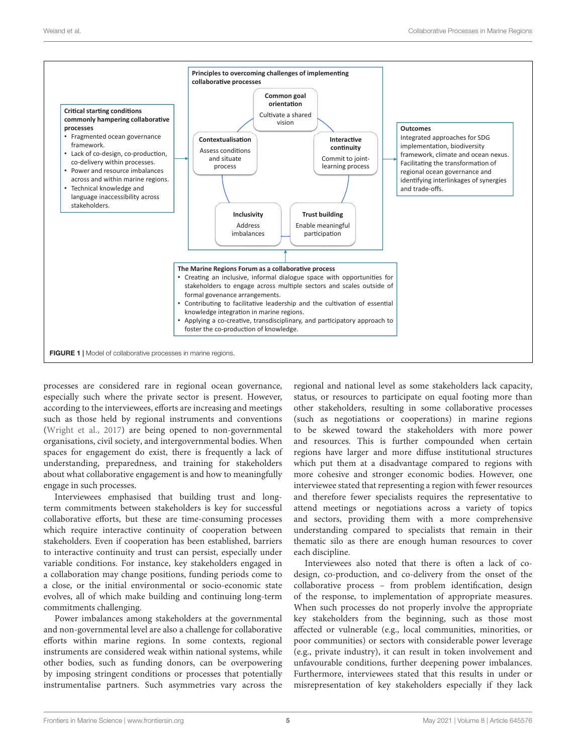**Critical starting conditions commonly hampering collaborative processes**

- Fragmented ocean governance framework.
- Lack of co-design, co-production, co-delivery within processes.
- Power and resource imbalances across and within marine regions.
- Technical knowledge and language inaccessibility across stakeholders.

**Principles to overcoming challenges of implementing collaborative processes**

**Common goal orientation**
Cultivate a shared vision

**Interactive continuity**
Commit to joint-learning process

**Trust building**
Enable meaningful participation

**Inclusivity**
Address imbalances

**Contextualisation**
Assess conditions and situate process

**Outcomes**
Integrated approaches for SDG implementation, biodiversity framework, climate and ocean nexus. Facilitating the transformation of regional ocean governance and identifying interlinkages of synergies and trade-offs.

**The Marine Regions Forum as a collaborative process**

- Creating an inclusive, informal dialogue space with opportunities for stakeholders to engage across multiple sectors and scales outside of formal govenance arrangements.
- Contributing to facilitative leadership and the cultivation of essential knowledge integration in marine regions.
- Applying a co-creative, transdisciplinary, and participatory approach to foster the co-production of knowledge.

**FIGURE 1 |** Model of collaborative processes in marine regions.

processes are considered rare in regional ocean governance, especially such where the private sector is present. However, according to the interviewees, efforts are increasing and meetings such as those held by regional instruments and conventions (Wright et al., 2017) are being opened to non-governmental organisations, civil society, and intergovernmental bodies. When spaces for engagement do exist, there is frequently a lack of understanding, preparedness, and training for stakeholders about what collaborative engagement is and how to meaningfully engage in such processes.

Interviewees emphasised that building trust and long-term commitments between stakeholders is key for successful collaborative efforts, but these are time-consuming processes which require interactive continuity of cooperation between stakeholders. Even if cooperation has been established, barriers to interactive continuity and trust can persist, especially under variable conditions. For instance, key stakeholders engaged in a collaboration may change positions, funding periods come to a close, or the initial environmental or socio-economic state evolves, all of which make building and continuing long-term commitments challenging.

Power imbalances among stakeholders at the governmental and non-governmental level are also a challenge for collaborative efforts within marine regions. In some contexts, regional instruments are considered weak within national systems, while other bodies, such as funding donors, can be overpowering by imposing stringent conditions or processes that potentially instrumentalise partners. Such asymmetries vary across the regional and national level as some stakeholders lack capacity, status, or resources to participate on equal footing more than other stakeholders, resulting in some collaborative processes (such as negotiations or cooperations) in marine regions to be skewed toward the stakeholders with more power and resources. This is further compounded when certain regions have larger and more diffuse institutional structures which put them at a disadvantage compared to regions with more cohesive and stronger economic bodies. However, one interviewee stated that representing a region with fewer resources and therefore fewer specialists requires the representative to attend meetings or negotiations across a variety of topics and sectors, providing them with a more comprehensive understanding compared to specialists that remain in their thematic silo as there are enough human resources to cover each discipline.

Interviewees also noted that there is often a lack of co-design, co-production, and co-delivery from the onset of the collaborative process – from problem identification, design of the response, to implementation of appropriate measures. When such processes do not properly involve the appropriate key stakeholders from the beginning, such as those most affected or vulnerable (e.g., local communities, minorities, or poor communities) or sectors with considerable power leverage (e.g., private industry), it can result in token involvement and unfavourable conditions, further deepening power imbalances. Furthermore, interviewees stated that this results in under or misrepresentation of key stakeholders especially if they lack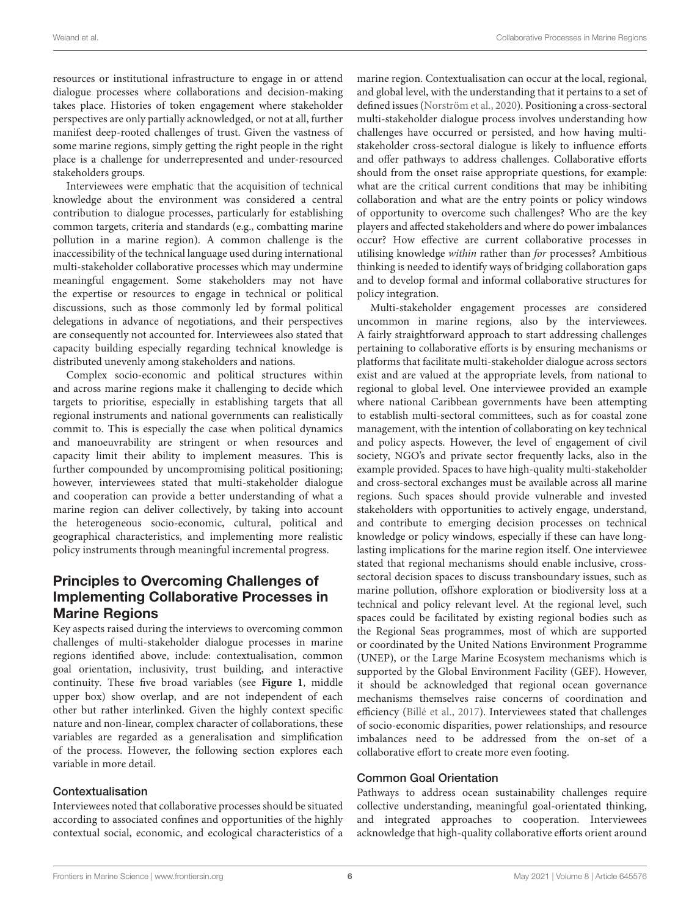resources or institutional infrastructure to engage in or attend dialogue processes where collaborations and decision-making takes place. Histories of token engagement where stakeholder perspectives are only partially acknowledged, or not at all, further manifest deep-rooted challenges of trust. Given the vastness of some marine regions, simply getting the right people in the right place is a challenge for underrepresented and under-resourced stakeholders groups.

Interviewees were emphatic that the acquisition of technical knowledge about the environment was considered a central contribution to dialogue processes, particularly for establishing common targets, criteria and standards (e.g., combatting marine pollution in a marine region). A common challenge is the inaccessibility of the technical language used during international multi-stakeholder collaborative processes which may undermine meaningful engagement. Some stakeholders may not have the expertise or resources to engage in technical or political discussions, such as those commonly led by formal political delegations in advance of negotiations, and their perspectives are consequently not accounted for. Interviewees also stated that capacity building especially regarding technical knowledge is distributed unevenly among stakeholders and nations.

Complex socio-economic and political structures within and across marine regions make it challenging to decide which targets to prioritise, especially in establishing targets that all regional instruments and national governments can realistically commit to. This is especially the case when political dynamics and manoeuvrability are stringent or when resources and capacity limit their ability to implement measures. This is further compounded by uncompromising political positioning; however, interviewees stated that multi-stakeholder dialogue and cooperation can provide a better understanding of what a marine region can deliver collectively, by taking into account the heterogeneous socio-economic, cultural, political and geographical characteristics, and implementing more realistic policy instruments through meaningful incremental progress.

## Principles to Overcoming Challenges of Implementing Collaborative Processes in Marine Regions

Key aspects raised during the interviews to overcoming common challenges of multi-stakeholder dialogue processes in marine regions identified above, include: contextualisation, common goal orientation, inclusivity, trust building, and interactive continuity. These five broad variables (see **Figure 1**, middle upper box) show overlap, and are not independent of each other but rather interlinked. Given the highly context specific nature and non-linear, complex character of collaborations, these variables are regarded as a generalisation and simplification of the process. However, the following section explores each variable in more detail.

### Contextualisation

Interviewees noted that collaborative processes should be situated according to associated confines and opportunities of the highly contextual social, economic, and ecological characteristics of a marine region. Contextualisation can occur at the local, regional, and global level, with the understanding that it pertains to a set of defined issues (Norström et al., 2020). Positioning a cross-sectoral multi-stakeholder dialogue process involves understanding how challenges have occurred or persisted, and how having multi-stakeholder cross-sectoral dialogue is likely to influence efforts and offer pathways to address challenges. Collaborative efforts should from the onset raise appropriate questions, for example: what are the critical current conditions that may be inhibiting collaboration and what are the entry points or policy windows of opportunity to overcome such challenges? Who are the key players and affected stakeholders and where do power imbalances occur? How effective are current collaborative processes in utilising knowledge *within* rather than *for* processes? Ambitious thinking is needed to identify ways of bridging collaboration gaps and to develop formal and informal collaborative structures for policy integration.

Multi-stakeholder engagement processes are considered uncommon in marine regions, also by the interviewees. A fairly straightforward approach to start addressing challenges pertaining to collaborative efforts is by ensuring mechanisms or platforms that facilitate multi-stakeholder dialogue across sectors exist and are valued at the appropriate levels, from national to regional to global level. One interviewee provided an example where national Caribbean governments have been attempting to establish multi-sectoral committees, such as for coastal zone management, with the intention of collaborating on key technical and policy aspects. However, the level of engagement of civil society, NGO's and private sector frequently lacks, also in the example provided. Spaces to have high-quality multi-stakeholder and cross-sectoral exchanges must be available across all marine regions. Such spaces should provide vulnerable and invested stakeholders with opportunities to actively engage, understand, and contribute to emerging decision processes on technical knowledge or policy windows, especially if these can have long-lasting implications for the marine region itself. One interviewee stated that regional mechanisms should enable inclusive, cross-sectoral decision spaces to discuss transboundary issues, such as marine pollution, offshore exploration or biodiversity loss at a technical and policy relevant level. At the regional level, such spaces could be facilitated by existing regional bodies such as the Regional Seas programmes, most of which are supported or coordinated by the United Nations Environment Programme (UNEP), or the Large Marine Ecosystem mechanisms which is supported by the Global Environment Facility (GEF). However, it should be acknowledged that regional ocean governance mechanisms themselves raise concerns of coordination and efficiency (Billé et al., 2017). Interviewees stated that challenges of socio-economic disparities, power relationships, and resource imbalances need to be addressed from the on-set of a collaborative effort to create more even footing.

### Common Goal Orientation

Pathways to address ocean sustainability challenges require collective understanding, meaningful goal-orientated thinking, and integrated approaches to cooperation. Interviewees acknowledge that high-quality collaborative efforts orient around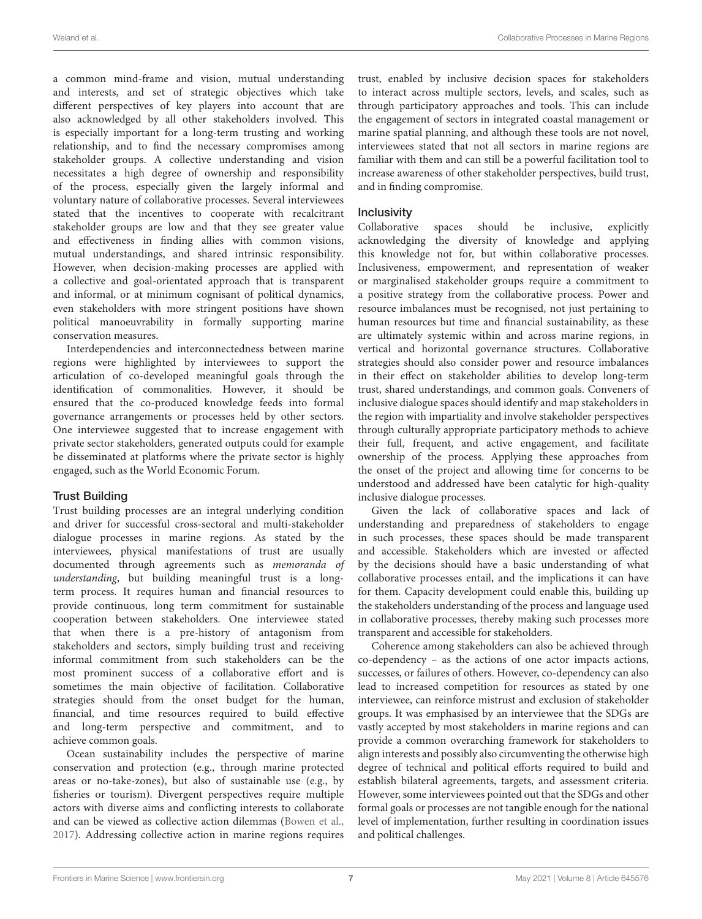a common mind-frame and vision, mutual understanding and interests, and set of strategic objectives which take different perspectives of key players into account that are also acknowledged by all other stakeholders involved. This is especially important for a long-term trusting and working relationship, and to find the necessary compromises among stakeholder groups. A collective understanding and vision necessitates a high degree of ownership and responsibility of the process, especially given the largely informal and voluntary nature of collaborative processes. Several interviewees stated that the incentives to cooperate with recalcitrant stakeholder groups are low and that they see greater value and effectiveness in finding allies with common visions, mutual understandings, and shared intrinsic responsibility. However, when decision-making processes are applied with a collective and goal-orientated approach that is transparent and informal, or at minimum cognisant of political dynamics, even stakeholders with more stringent positions have shown political manoeuvrability in formally supporting marine conservation measures.

Interdependencies and interconnectedness between marine regions were highlighted by interviewees to support the articulation of co-developed meaningful goals through the identification of commonalities. However, it should be ensured that the co-produced knowledge feeds into formal governance arrangements or processes held by other sectors. One interviewee suggested that to increase engagement with private sector stakeholders, generated outputs could for example be disseminated at platforms where the private sector is highly engaged, such as the World Economic Forum.

### Trust Building

Trust building processes are an integral underlying condition and driver for successful cross-sectoral and multi-stakeholder dialogue processes in marine regions. As stated by the interviewees, physical manifestations of trust are usually documented through agreements such as *memoranda of understanding*, but building meaningful trust is a long-term process. It requires human and financial resources to provide continuous, long term commitment for sustainable cooperation between stakeholders. One interviewee stated that when there is a pre-history of antagonism from stakeholders and sectors, simply building trust and receiving informal commitment from such stakeholders can be the most prominent success of a collaborative effort and is sometimes the main objective of facilitation. Collaborative strategies should from the onset budget for the human, financial, and time resources required to build effective and long-term perspective and commitment, and to achieve common goals.

Ocean sustainability includes the perspective of marine conservation and protection (e.g., through marine protected areas or no-take-zones), but also of sustainable use (e.g., by fisheries or tourism). Divergent perspectives require multiple actors with diverse aims and conflicting interests to collaborate and can be viewed as collective action dilemmas (Bowen et al., 2017). Addressing collective action in marine regions requires trust, enabled by inclusive decision spaces for stakeholders to interact across multiple sectors, levels, and scales, such as through participatory approaches and tools. This can include the engagement of sectors in integrated coastal management or marine spatial planning, and although these tools are not novel, interviewees stated that not all sectors in marine regions are familiar with them and can still be a powerful facilitation tool to increase awareness of other stakeholder perspectives, build trust, and in finding compromise.

### Inclusivity

Collaborative spaces should be inclusive, explicitly acknowledging the diversity of knowledge and applying this knowledge not for, but within collaborative processes. Inclusiveness, empowerment, and representation of weaker or marginalised stakeholder groups require a commitment to a positive strategy from the collaborative process. Power and resource imbalances must be recognised, not just pertaining to human resources but time and financial sustainability, as these are ultimately systemic within and across marine regions, in vertical and horizontal governance structures. Collaborative strategies should also consider power and resource imbalances in their effect on stakeholder abilities to develop long-term trust, shared understandings, and common goals. Conveners of inclusive dialogue spaces should identify and map stakeholders in the region with impartiality and involve stakeholder perspectives through culturally appropriate participatory methods to achieve their full, frequent, and active engagement, and facilitate ownership of the process. Applying these approaches from the onset of the project and allowing time for concerns to be understood and addressed have been catalytic for high-quality inclusive dialogue processes.

Given the lack of collaborative spaces and lack of understanding and preparedness of stakeholders to engage in such processes, these spaces should be made transparent and accessible. Stakeholders which are invested or affected by the decisions should have a basic understanding of what collaborative processes entail, and the implications it can have for them. Capacity development could enable this, building up the stakeholders understanding of the process and language used in collaborative processes, thereby making such processes more transparent and accessible for stakeholders.

Coherence among stakeholders can also be achieved through co-dependency – as the actions of one actor impacts actions, successes, or failures of others. However, co-dependency can also lead to increased competition for resources as stated by one interviewee, can reinforce mistrust and exclusion of stakeholder groups. It was emphasised by an interviewee that the SDGs are vastly accepted by most stakeholders in marine regions and can provide a common overarching framework for stakeholders to align interests and possibly also circumventing the otherwise high degree of technical and political efforts required to build and establish bilateral agreements, targets, and assessment criteria. However, some interviewees pointed out that the SDGs and other formal goals or processes are not tangible enough for the national level of implementation, further resulting in coordination issues and political challenges.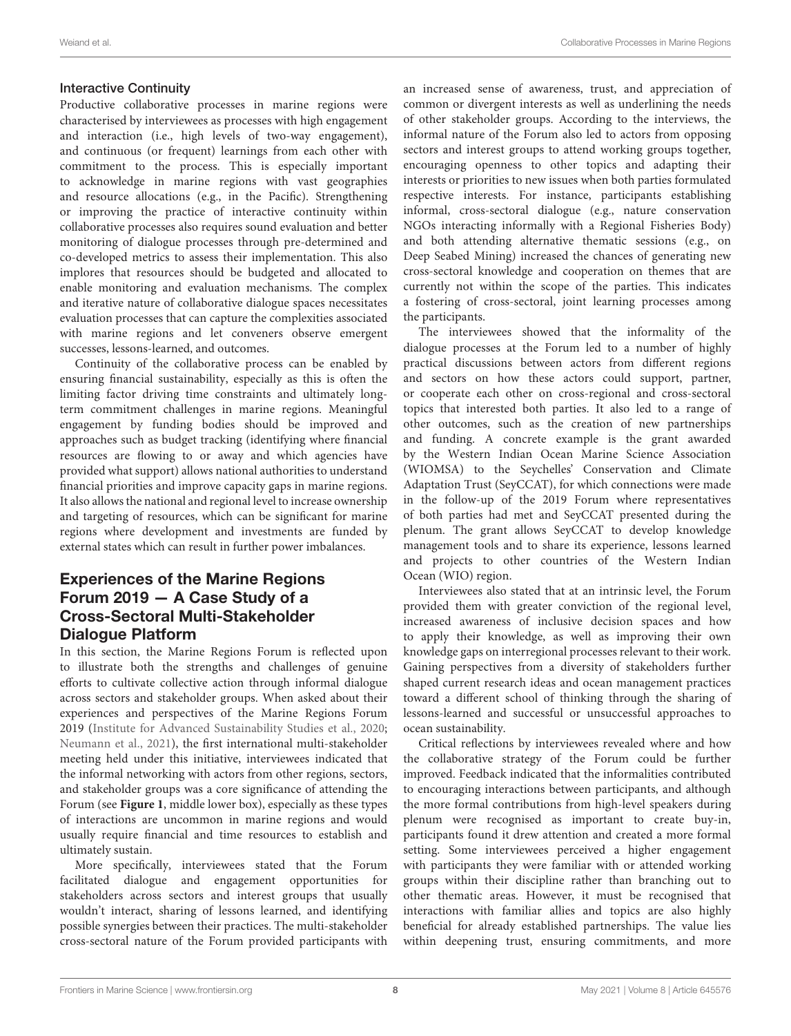### Interactive Continuity

Productive collaborative processes in marine regions were characterised by interviewees as processes with high engagement and interaction (i.e., high levels of two-way engagement), and continuous (or frequent) learnings from each other with commitment to the process. This is especially important to acknowledge in marine regions with vast geographies and resource allocations (e.g., in the Pacific). Strengthening or improving the practice of interactive continuity within collaborative processes also requires sound evaluation and better monitoring of dialogue processes through pre-determined and co-developed metrics to assess their implementation. This also implores that resources should be budgeted and allocated to enable monitoring and evaluation mechanisms. The complex and iterative nature of collaborative dialogue spaces necessitates evaluation processes that can capture the complexities associated with marine regions and let conveners observe emergent successes, lessons-learned, and outcomes.

Continuity of the collaborative process can be enabled by ensuring financial sustainability, especially as this is often the limiting factor driving time constraints and ultimately long-term commitment challenges in marine regions. Meaningful engagement by funding bodies should be improved and approaches such as budget tracking (identifying where financial resources are flowing to or away and which agencies have provided what support) allows national authorities to understand financial priorities and improve capacity gaps in marine regions. It also allows the national and regional level to increase ownership and targeting of resources, which can be significant for marine regions where development and investments are funded by external states which can result in further power imbalances.

## Experiences of the Marine Regions Forum 2019 — A Case Study of a Cross-Sectoral Multi-Stakeholder Dialogue Platform

In this section, the Marine Regions Forum is reflected upon to illustrate both the strengths and challenges of genuine efforts to cultivate collective action through informal dialogue across sectors and stakeholder groups. When asked about their experiences and perspectives of the Marine Regions Forum 2019 (Institute for Advanced Sustainability Studies et al., 2020; Neumann et al., 2021), the first international multi-stakeholder meeting held under this initiative, interviewees indicated that the informal networking with actors from other regions, sectors, and stakeholder groups was a core significance of attending the Forum (see **Figure 1**, middle lower box), especially as these types of interactions are uncommon in marine regions and would usually require financial and time resources to establish and ultimately sustain.

More specifically, interviewees stated that the Forum facilitated dialogue and engagement opportunities for stakeholders across sectors and interest groups that usually wouldn't interact, sharing of lessons learned, and identifying possible synergies between their practices. The multi-stakeholder cross-sectoral nature of the Forum provided participants with an increased sense of awareness, trust, and appreciation of common or divergent interests as well as underlining the needs of other stakeholder groups. According to the interviews, the informal nature of the Forum also led to actors from opposing sectors and interest groups to attend working groups together, encouraging openness to other topics and adapting their interests or priorities to new issues when both parties formulated respective interests. For instance, participants establishing informal, cross-sectoral dialogue (e.g., nature conservation NGOs interacting informally with a Regional Fisheries Body) and both attending alternative thematic sessions (e.g., on Deep Seabed Mining) increased the chances of generating new cross-sectoral knowledge and cooperation on themes that are currently not within the scope of the parties. This indicates a fostering of cross-sectoral, joint learning processes among the participants.

The interviewees showed that the informality of the dialogue processes at the Forum led to a number of highly practical discussions between actors from different regions and sectors on how these actors could support, partner, or cooperate each other on cross-regional and cross-sectoral topics that interested both parties. It also led to a range of other outcomes, such as the creation of new partnerships and funding. A concrete example is the grant awarded by the Western Indian Ocean Marine Science Association (WIOMSA) to the Seychelles' Conservation and Climate Adaptation Trust (SeyCCAT), for which connections were made in the follow-up of the 2019 Forum where representatives of both parties had met and SeyCCAT presented during the plenum. The grant allows SeyCCAT to develop knowledge management tools and to share its experience, lessons learned and projects to other countries of the Western Indian Ocean (WIO) region.

Interviewees also stated that at an intrinsic level, the Forum provided them with greater conviction of the regional level, increased awareness of inclusive decision spaces and how to apply their knowledge, as well as improving their own knowledge gaps on interregional processes relevant to their work. Gaining perspectives from a diversity of stakeholders further shaped current research ideas and ocean management practices toward a different school of thinking through the sharing of lessons-learned and successful or unsuccessful approaches to ocean sustainability.

Critical reflections by interviewees revealed where and how the collaborative strategy of the Forum could be further improved. Feedback indicated that the informalities contributed to encouraging interactions between participants, and although the more formal contributions from high-level speakers during plenum were recognised as important to create buy-in, participants found it drew attention and created a more formal setting. Some interviewees perceived a higher engagement with participants they were familiar with or attended working groups within their discipline rather than branching out to other thematic areas. However, it must be recognised that interactions with familiar allies and topics are also highly beneficial for already established partnerships. The value lies within deepening trust, ensuring commitments, and more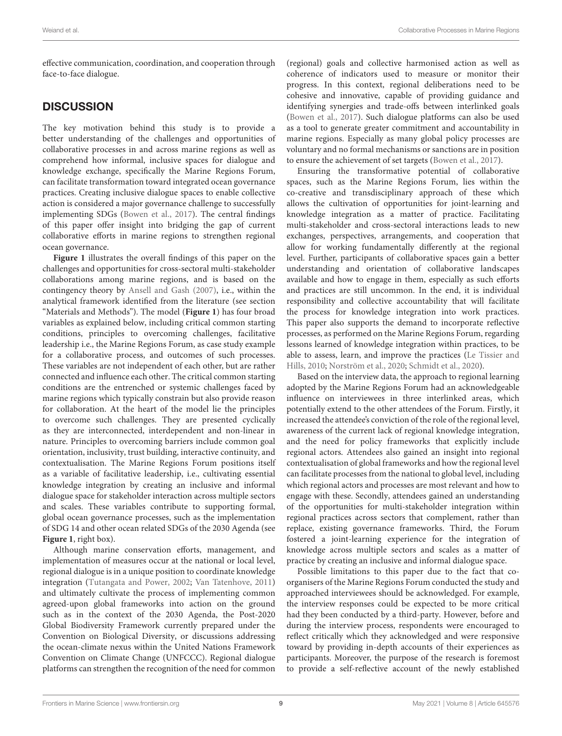effective communication, coordination, and cooperation through face-to-face dialogue.

## DISCUSSION

The key motivation behind this study is to provide a better understanding of the challenges and opportunities of collaborative processes in and across marine regions as well as comprehend how informal, inclusive spaces for dialogue and knowledge exchange, specifically the Marine Regions Forum, can facilitate transformation toward integrated ocean governance practices. Creating inclusive dialogue spaces to enable collective action is considered a major governance challenge to successfully implementing SDGs (Bowen et al., 2017). The central findings of this paper offer insight into bridging the gap of current collaborative efforts in marine regions to strengthen regional ocean governance.

**Figure 1** illustrates the overall findings of this paper on the challenges and opportunities for cross-sectoral multi-stakeholder collaborations among marine regions, and is based on the contingency theory by Ansell and Gash (2007), i.e., within the analytical framework identified from the literature (see section "Materials and Methods"). The model (**Figure 1**) has four broad variables as explained below, including critical common starting conditions, principles to overcoming challenges, facilitative leadership i.e., the Marine Regions Forum, as case study example for a collaborative process, and outcomes of such processes. These variables are not independent of each other, but are rather connected and influence each other. The critical common starting conditions are the entrenched or systemic challenges faced by marine regions which typically constrain but also provide reason for collaboration. At the heart of the model lie the principles to overcome such challenges. They are presented cyclically as they are interconnected, interdependent and non-linear in nature. Principles to overcoming barriers include common goal orientation, inclusivity, trust building, interactive continuity, and contextualisation. The Marine Regions Forum positions itself as a variable of facilitative leadership, i.e., cultivating essential knowledge integration by creating an inclusive and informal dialogue space for stakeholder interaction across multiple sectors and scales. These variables contribute to supporting formal, global ocean governance processes, such as the implementation of SDG 14 and other ocean related SDGs of the 2030 Agenda (see **Figure 1**, right box).

Although marine conservation efforts, management, and implementation of measures occur at the national or local level, regional dialogue is in a unique position to coordinate knowledge integration (Tutangata and Power, 2002; Van Tatenhove, 2011) and ultimately cultivate the process of implementing common agreed-upon global frameworks into action on the ground such as in the context of the 2030 Agenda, the Post-2020 Global Biodiversity Framework currently prepared under the Convention on Biological Diversity, or discussions addressing the ocean-climate nexus within the United Nations Framework Convention on Climate Change (UNFCCC). Regional dialogue platforms can strengthen the recognition of the need for common (regional) goals and collective harmonised action as well as coherence of indicators used to measure or monitor their progress. In this context, regional deliberations need to be cohesive and innovative, capable of providing guidance and identifying synergies and trade-offs between interlinked goals (Bowen et al., 2017). Such dialogue platforms can also be used as a tool to generate greater commitment and accountability in marine regions. Especially as many global policy processes are voluntary and no formal mechanisms or sanctions are in position to ensure the achievement of set targets (Bowen et al., 2017).

Ensuring the transformative potential of collaborative spaces, such as the Marine Regions Forum, lies within the co-creative and transdisciplinary approach of these which allows the cultivation of opportunities for joint-learning and knowledge integration as a matter of practice. Facilitating multi-stakeholder and cross-sectoral interactions leads to new exchanges, perspectives, arrangements, and cooperation that allow for working fundamentally differently at the regional level. Further, participants of collaborative spaces gain a better understanding and orientation of collaborative landscapes available and how to engage in them, especially as such efforts and practices are still uncommon. In the end, it is individual responsibility and collective accountability that will facilitate the process for knowledge integration into work practices. This paper also supports the demand to incorporate reflective processes, as performed on the Marine Regions Forum, regarding lessons learned of knowledge integration within practices, to be able to assess, learn, and improve the practices (Le Tissier and Hills, 2010; Norström et al., 2020; Schmidt et al., 2020).

Based on the interview data, the approach to regional learning adopted by the Marine Regions Forum had an acknowledgeable influence on interviewees in three interlinked areas, which potentially extend to the other attendees of the Forum. Firstly, it increased the attendee's conviction of the role of the regional level, awareness of the current lack of regional knowledge integration, and the need for policy frameworks that explicitly include regional actors. Attendees also gained an insight into regional contextualisation of global frameworks and how the regional level can facilitate processes from the national to global level, including which regional actors and processes are most relevant and how to engage with these. Secondly, attendees gained an understanding of the opportunities for multi-stakeholder integration within regional practices across sectors that complement, rather than replace, existing governance frameworks. Third, the Forum fostered a joint-learning experience for the integration of knowledge across multiple sectors and scales as a matter of practice by creating an inclusive and informal dialogue space.

Possible limitations to this paper due to the fact that co-organisers of the Marine Regions Forum conducted the study and approached interviewees should be acknowledged. For example, the interview responses could be expected to be more critical had they been conducted by a third-party. However, before and during the interview process, respondents were encouraged to reflect critically which they acknowledged and were responsive toward by providing in-depth accounts of their experiences as participants. Moreover, the purpose of the research is foremost to provide a self-reflective account of the newly established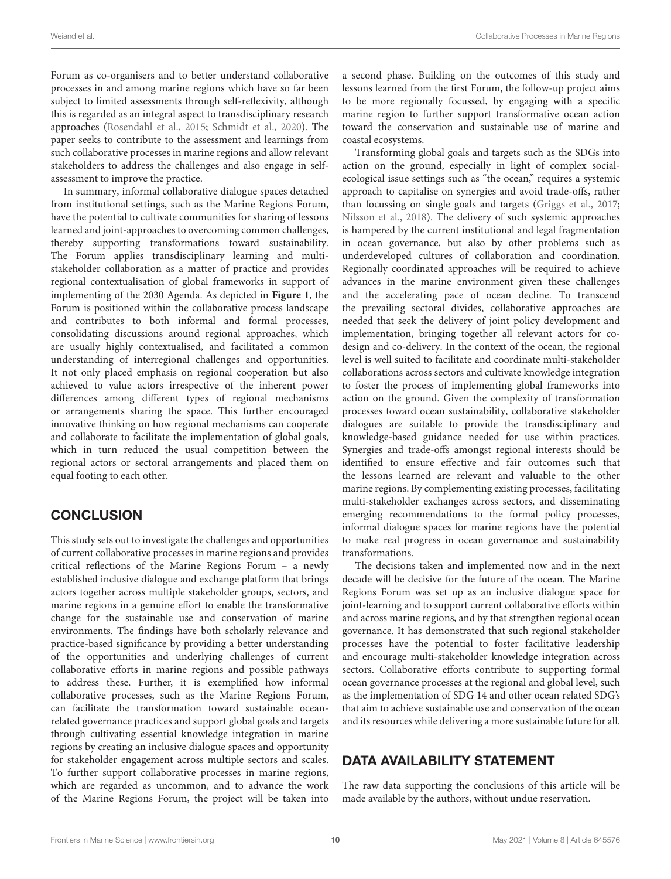Forum as co-organisers and to better understand collaborative processes in and among marine regions which have so far been subject to limited assessments through self-reflexivity, although this is regarded as an integral aspect to transdisciplinary research approaches (Rosendahl et al., 2015; Schmidt et al., 2020). The paper seeks to contribute to the assessment and learnings from such collaborative processes in marine regions and allow relevant stakeholders to address the challenges and also engage in self-assessment to improve the practice.

In summary, informal collaborative dialogue spaces detached from institutional settings, such as the Marine Regions Forum, have the potential to cultivate communities for sharing of lessons learned and joint-approaches to overcoming common challenges, thereby supporting transformations toward sustainability. The Forum applies transdisciplinary learning and multi-stakeholder collaboration as a matter of practice and provides regional contextualisation of global frameworks in support of implementing of the 2030 Agenda. As depicted in **Figure 1**, the Forum is positioned within the collaborative process landscape and contributes to both informal and formal processes, consolidating discussions around regional approaches, which are usually highly contextualised, and facilitated a common understanding of interregional challenges and opportunities. It not only placed emphasis on regional cooperation but also achieved to value actors irrespective of the inherent power differences among different types of regional mechanisms or arrangements sharing the space. This further encouraged innovative thinking on how regional mechanisms can cooperate and collaborate to facilitate the implementation of global goals, which in turn reduced the usual competition between the regional actors or sectoral arrangements and placed them on equal footing to each other.

## CONCLUSION

This study sets out to investigate the challenges and opportunities of current collaborative processes in marine regions and provides critical reflections of the Marine Regions Forum – a newly established inclusive dialogue and exchange platform that brings actors together across multiple stakeholder groups, sectors, and marine regions in a genuine effort to enable the transformative change for the sustainable use and conservation of marine environments. The findings have both scholarly relevance and practice-based significance by providing a better understanding of the opportunities and underlying challenges of current collaborative efforts in marine regions and possible pathways to address these. Further, it is exemplified how informal collaborative processes, such as the Marine Regions Forum, can facilitate the transformation toward sustainable ocean-related governance practices and support global goals and targets through cultivating essential knowledge integration in marine regions by creating an inclusive dialogue spaces and opportunity for stakeholder engagement across multiple sectors and scales. To further support collaborative processes in marine regions, which are regarded as uncommon, and to advance the work of the Marine Regions Forum, the project will be taken into a second phase. Building on the outcomes of this study and lessons learned from the first Forum, the follow-up project aims to be more regionally focussed, by engaging with a specific marine region to further support transformative ocean action toward the conservation and sustainable use of marine and coastal ecosystems.

Transforming global goals and targets such as the SDGs into action on the ground, especially in light of complex social-ecological issue settings such as "the ocean," requires a systemic approach to capitalise on synergies and avoid trade-offs, rather than focussing on single goals and targets (Griggs et al., 2017; Nilsson et al., 2018). The delivery of such systemic approaches is hampered by the current institutional and legal fragmentation in ocean governance, but also by other problems such as underdeveloped cultures of collaboration and coordination. Regionally coordinated approaches will be required to achieve advances in the marine environment given these challenges and the accelerating pace of ocean decline. To transcend the prevailing sectoral divides, collaborative approaches are needed that seek the delivery of joint policy development and implementation, bringing together all relevant actors for co-design and co-delivery. In the context of the ocean, the regional level is well suited to facilitate and coordinate multi-stakeholder collaborations across sectors and cultivate knowledge integration to foster the process of implementing global frameworks into action on the ground. Given the complexity of transformation processes toward ocean sustainability, collaborative stakeholder dialogues are suitable to provide the transdisciplinary and knowledge-based guidance needed for use within practices. Synergies and trade-offs amongst regional interests should be identified to ensure effective and fair outcomes such that the lessons learned are relevant and valuable to the other marine regions. By complementing existing processes, facilitating multi-stakeholder exchanges across sectors, and disseminating emerging recommendations to the formal policy processes, informal dialogue spaces for marine regions have the potential to make real progress in ocean governance and sustainability transformations.

The decisions taken and implemented now and in the next decade will be decisive for the future of the ocean. The Marine Regions Forum was set up as an inclusive dialogue space for joint-learning and to support current collaborative efforts within and across marine regions, and by that strengthen regional ocean governance. It has demonstrated that such regional stakeholder processes have the potential to foster facilitative leadership and encourage multi-stakeholder knowledge integration across sectors. Collaborative efforts contribute to supporting formal ocean governance processes at the regional and global level, such as the implementation of SDG 14 and other ocean related SDG's that aim to achieve sustainable use and conservation of the ocean and its resources while delivering a more sustainable future for all.

## DATA AVAILABILITY STATEMENT

The raw data supporting the conclusions of this article will be made available by the authors, without undue reservation.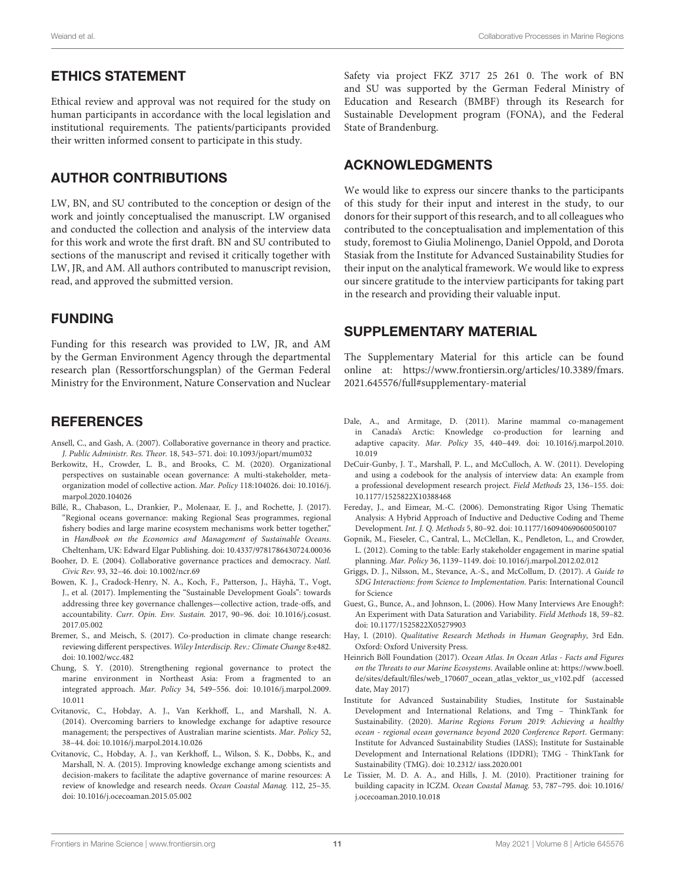## ETHICS STATEMENT

Ethical review and approval was not required for the study on human participants in accordance with the local legislation and institutional requirements. The patients/participants provided their written informed consent to participate in this study.

## AUTHOR CONTRIBUTIONS

LW, BN, and SU contributed to the conception or design of the work and jointly conceptualised the manuscript. LW organised and conducted the collection and analysis of the interview data for this work and wrote the first draft. BN and SU contributed to sections of the manuscript and revised it critically together with LW, JR, and AM. All authors contributed to manuscript revision, read, and approved the submitted version.

## FUNDING

Funding for this research was provided to LW, JR, and AM by the German Environment Agency through the departmental research plan (Ressortforschungsplan) of the German Federal Ministry for the Environment, Nature Conservation and Nuclear Safety via project FKZ 3717 25 261 0. The work of BN and SU was supported by the German Federal Ministry of Education and Research (BMBF) through its Research for Sustainable Development program (FONA), and the Federal State of Brandenburg.

## ACKNOWLEDGMENTS

We would like to express our sincere thanks to the participants of this study for their input and interest in the study, to our donors for their support of this research, and to all colleagues who contributed to the conceptualisation and implementation of this study, foremost to Giulia Molinengo, Daniel Oppold, and Dorota Stasiak from the Institute for Advanced Sustainability Studies for their input on the analytical framework. We would like to express our sincere gratitude to the interview participants for taking part in the research and providing their valuable input.

## SUPPLEMENTARY MATERIAL

The Supplementary Material for this article can be found online at: https://www.frontiersin.org/articles/10.3389/fmars.2021.645576/full#supplementary-material

## REFERENCES

Ansell, C., and Gash, A. (2007). Collaborative governance in theory and practice. *J. Public Administr. Res. Theor.* 18, 543–571. doi: 10.1093/jopart/mum032

Berkowitz, H., Crowder, L. B., and Brooks, C. M. (2020). Organizational perspectives on sustainable ocean governance: A multi-stakeholder, meta-organization model of collective action. *Mar. Policy* 118:104026. doi: 10.1016/j.marpol.2020.104026

Billé, R., Chabason, L., Drankier, P., Molenaar, E. J., and Rochette, J. (2017). "Regional oceans governance: making Regional Seas programmes, regional fishery bodies and large marine ecosystem mechanisms work better together," in *Handbook on the Economics and Management of Sustainable Oceans*. Cheltenham, UK: Edward Elgar Publishing. doi: 10.4337/9781786430724.00036

Booher, D. E. (2004). Collaborative governance practices and democracy. *Natl. Civic Rev.* 93, 32–46. doi: 10.1002/ncr.69

Bowen, K. J., Cradock-Henry, N. A., Koch, F., Patterson, J., Häyhä, T., Vogt, J., et al. (2017). Implementing the "Sustainable Development Goals": towards addressing three key governance challenges—collective action, trade-offs, and accountability. *Curr. Opin. Env. Sustain.* 2017, 90–96. doi: 10.1016/j.cosust.2017.05.002

Bremer, S., and Meisch, S. (2017). Co-production in climate change research: reviewing different perspectives. *Wiley Interdiscip. Rev.: Climate Change* 8:e482. doi: 10.1002/wcc.482

Chung, S. Y. (2010). Strengthening regional governance to protect the marine environment in Northeast Asia: From a fragmented to an integrated approach. *Mar. Policy* 34, 549–556. doi: 10.1016/j.marpol.2009.10.011

Cvitanovic, C., Hobday, A. J., Van Kerkhoff, L., and Marshall, N. A. (2014). Overcoming barriers to knowledge exchange for adaptive resource management; the perspectives of Australian marine scientists. *Mar. Policy* 52, 38–44. doi: 10.1016/j.marpol.2014.10.026

Cvitanovic, C., Hobday, A. J., van Kerkhoff, L., Wilson, S. K., Dobbs, K., and Marshall, N. A. (2015). Improving knowledge exchange among scientists and decision-makers to facilitate the adaptive governance of marine resources: A review of knowledge and research needs. *Ocean Coastal Manag.* 112, 25–35. doi: 10.1016/j.ocecoaman.2015.05.002

Dale, A., and Armitage, D. (2011). Marine mammal co-management in Canada's Arctic: Knowledge co-production for learning and adaptive capacity. *Mar. Policy* 35, 440–449. doi: 10.1016/j.marpol.2010.10.019

DeCuir-Gunby, J. T., Marshall, P. L., and McCulloch, A. W. (2011). Developing and using a codebook for the analysis of interview data: An example from a professional development research project. *Field Methods* 23, 136–155. doi: 10.1177/1525822X10388468

Fereday, J., and Eimear, M.-C. (2006). Demonstrating Rigor Using Thematic Analysis: A Hybrid Approach of Inductive and Deductive Coding and Theme Development. *Int. J. Q. Methods* 5, 80–92. doi: 10.1177/160940690600500107

Gopnik, M., Fieseler, C., Cantral, L., McClellan, K., Pendleton, L., and Crowder, L. (2012). Coming to the table: Early stakeholder engagement in marine spatial planning. *Mar. Policy* 36, 1139–1149. doi: 10.1016/j.marpol.2012.02.012

Griggs, D. J., Nilsson, M., Stevance, A.-S., and McCollum, D. (2017). *A Guide to SDG Interactions: from Science to Implementation*. Paris: International Council for Science

Guest, G., Bunce, A., and Johnson, L. (2006). How Many Interviews Are Enough?: An Experiment with Data Saturation and Variability. *Field Methods* 18, 59–82. doi: 10.1177/1525822X05279903

Hay, I. (2010). *Qualitative Research Methods in Human Geography*, 3rd Edn. Oxford: Oxford University Press.

Heinrich Böll Foundation (2017). *Ocean Atlas. In Ocean Atlas - Facts and Figures on the Threats to our Marine Ecosystems*. Available online at: https://www.boell.de/sites/default/files/web_170607_ocean_atlas_vektor_us_v102.pdf (accessed date, May 2017)

Institute for Advanced Sustainability Studies, Institute for Sustainable Development and International Relations, and Tmg – ThinkTank for Sustainability. (2020). *Marine Regions Forum 2019: Achieving a healthy ocean - regional ocean governance beyond 2020 Conference Report*. Germany: Institute for Advanced Sustainability Studies (IASS); Institute for Sustainable Development and International Relations (IDDRI); TMG - ThinkTank for Sustainability (TMG). doi: 10.2312/ iass.2020.001

Le Tissier, M. D. A. A., and Hills, J. M. (2010). Practitioner training for building capacity in ICZM. *Ocean Coastal Manag.* 53, 787–795. doi: 10.1016/j.ocecoaman.2010.10.018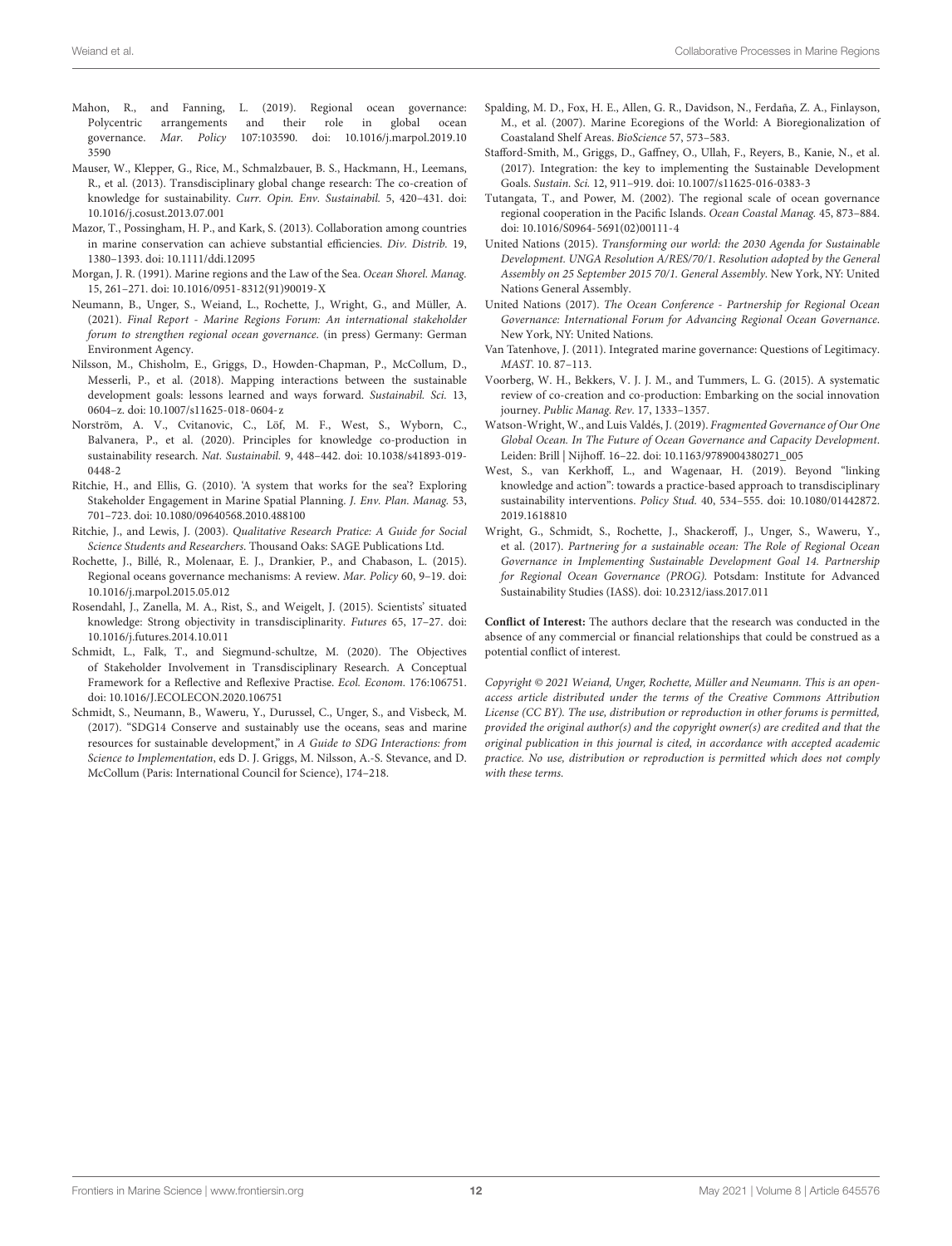Mahon, R., and Fanning, L. (2019). Regional ocean governance: Polycentric arrangements and their role in global ocean governance. *Mar. Policy* 107:103590. doi: 10.1016/j.marpol.2019.103590

Mauser, W., Klepper, G., Rice, M., Schmalzbauer, B. S., Hackmann, H., Leemans, R., et al. (2013). Transdisciplinary global change research: The co-creation of knowledge for sustainability. *Curr. Opin. Env. Sustainabil.* 5, 420–431. doi: 10.1016/j.cosust.2013.07.001

Mazor, T., Possingham, H. P., and Kark, S. (2013). Collaboration among countries in marine conservation can achieve substantial efficiencies. *Div. Distrib.* 19, 1380–1393. doi: 10.1111/ddi.12095

Morgan, J. R. (1991). Marine regions and the Law of the Sea. *Ocean Shorel. Manag.* 15, 261–271. doi: 10.1016/0951-8312(91)90019-X

Neumann, B., Unger, S., Weiand, L., Rochette, J., Wright, G., and Müller, A. (2021). *Final Report - Marine Regions Forum: An international stakeholder forum to strengthen regional ocean governance.* (in press) Germany: German Environment Agency.

Nilsson, M., Chisholm, E., Griggs, D., Howden-Chapman, P., McCollum, D., Messerli, P., et al. (2018). Mapping interactions between the sustainable development goals: lessons learned and ways forward. *Sustainabil. Sci.* 13, 0604–z. doi: 10.1007/s11625-018-0604-z

Norström, A. V., Cvitanovic, C., Löf, M. F., West, S., Wyborn, C., Balvanera, P., et al. (2020). Principles for knowledge co-production in sustainability research. *Nat. Sustainabil.* 9, 448–442. doi: 10.1038/s41893-019-0448-2

Ritchie, H., and Ellis, G. (2010). 'A system that works for the sea'? Exploring Stakeholder Engagement in Marine Spatial Planning. *J. Env. Plan. Manag.* 53, 701–723. doi: 10.1080/09640568.2010.488100

Ritchie, J., and Lewis, J. (2003). *Qualitative Research Pratice: A Guide for Social Science Students and Researchers.* Thousand Oaks: SAGE Publications Ltd.

Rochette, J., Billé, R., Molenaar, E. J., Drankier, P., and Chabason, L. (2015). Regional oceans governance mechanisms: A review. *Mar. Policy* 60, 9–19. doi: 10.1016/j.marpol.2015.05.012

Rosendahl, J., Zanella, M. A., Rist, S., and Weigelt, J. (2015). Scientists' situated knowledge: Strong objectivity in transdisciplinarity. *Futures* 65, 17–27. doi: 10.1016/j.futures.2014.10.011

Schmidt, L., Falk, T., and Siegmund-schultze, M. (2020). The Objectives of Stakeholder Involvement in Transdisciplinary Research. A Conceptual Framework for a Reflective and Reflexive Practise. *Ecol. Econom.* 176:106751. doi: 10.1016/J.ECOLECON.2020.106751

Schmidt, S., Neumann, B., Waweru, Y., Durussel, C., Unger, S., and Visbeck, M. (2017). "SDG14 Conserve and sustainably use the oceans, seas and marine resources for sustainable development," in *A Guide to SDG Interactions: from Science to Implementation*, eds D. J. Griggs, M. Nilsson, A.-S. Stevance, and D. McCollum (Paris: International Council for Science), 174–218.

Spalding, M. D., Fox, H. E., Allen, G. R., Davidson, N., Ferdaña, Z. A., Finlayson, M., et al. (2007). Marine Ecoregions of the World: A Bioregionalization of Coastaland Shelf Areas. *BioScience* 57, 573–583.

Stafford-Smith, M., Griggs, D., Gaffney, O., Ullah, F., Reyers, B., Kanie, N., et al. (2017). Integration: the key to implementing the Sustainable Development Goals. *Sustain. Sci.* 12, 911–919. doi: 10.1007/s11625-016-0383-3

Tutangata, T., and Power, M. (2002). The regional scale of ocean governance regional cooperation in the Pacific Islands. *Ocean Coastal Manag.* 45, 873–884. doi: 10.1016/S0964-5691(02)00111-4

United Nations (2015). *Transforming our world: the 2030 Agenda for Sustainable Development. UNGA Resolution A/RES/70/1. Resolution adopted by the General Assembly on 25 September 2015 70/1. General Assembly.* New York, NY: United Nations General Assembly.

United Nations (2017). *The Ocean Conference - Partnership for Regional Ocean Governance: International Forum for Advancing Regional Ocean Governance.* New York, NY: United Nations.

Van Tatenhove, J. (2011). Integrated marine governance: Questions of Legitimacy. *MAST.* 10. 87–113.

Voorberg, W. H., Bekkers, V. J. J. M., and Tummers, L. G. (2015). A systematic review of co-creation and co-production: Embarking on the social innovation journey. *Public Manag. Rev.* 17, 1333–1357.

Watson-Wright, W., and Luis Valdés, J. (2019). *Fragmented Governance of Our One Global Ocean. In The Future of Ocean Governance and Capacity Development.* Leiden: Brill | Nijhoff. 16–22. doi: 10.1163/9789004380271_005

West, S., van Kerkhoff, L., and Wagenaar, H. (2019). Beyond "linking knowledge and action": towards a practice-based approach to transdisciplinary sustainability interventions. *Policy Stud.* 40, 534–555. doi: 10.1080/01442872.2019.1618810

Wright, G., Schmidt, S., Rochette, J., Shackeroff, J., Unger, S., Waweru, Y., et al. (2017). *Partnering for a sustainable ocean: The Role of Regional Ocean Governance in Implementing Sustainable Development Goal 14. Partnership for Regional Ocean Governance (PROG).* Potsdam: Institute for Advanced Sustainability Studies (IASS). doi: 10.2312/iass.2017.011

**Conflict of Interest:** The authors declare that the research was conducted in the absence of any commercial or financial relationships that could be construed as a potential conflict of interest.

*Copyright © 2021 Weiand, Unger, Rochette, Müller and Neumann. This is an open-access article distributed under the terms of the Creative Commons Attribution License (CC BY). The use, distribution or reproduction in other forums is permitted, provided the original author(s) and the copyright owner(s) are credited and that the original publication in this journal is cited, in accordance with accepted academic practice. No use, distribution or reproduction is permitted which does not comply with these terms.*